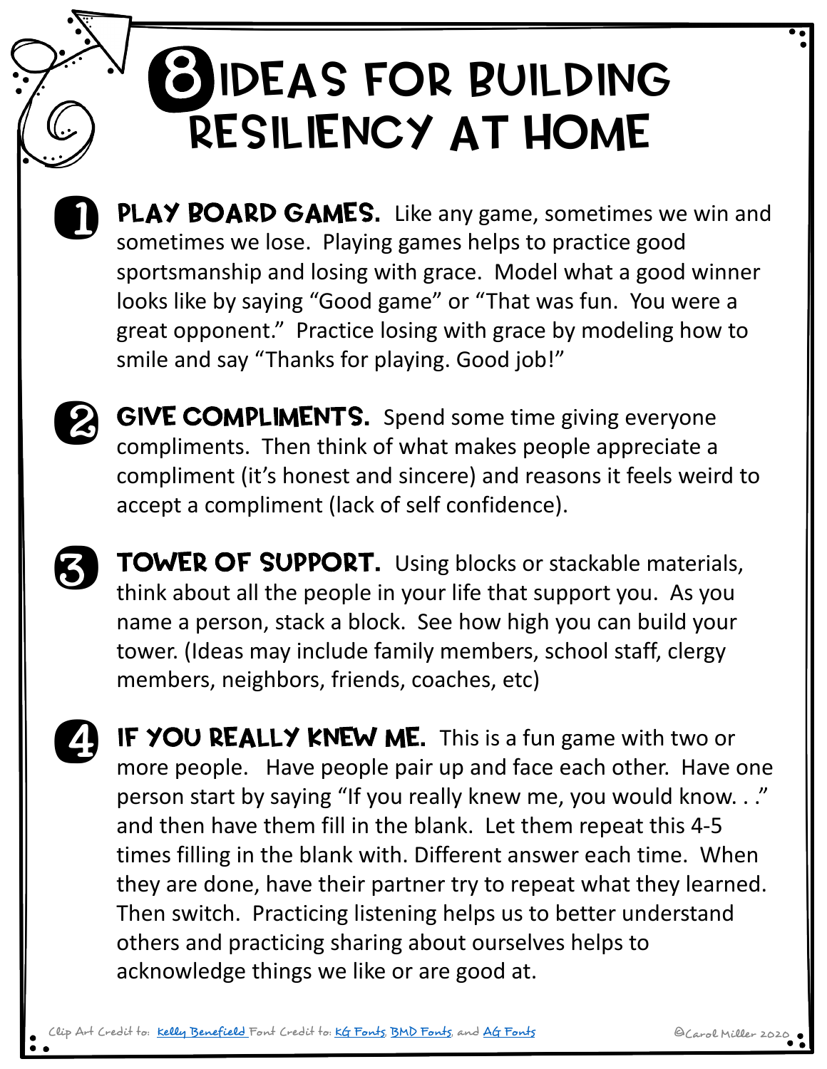# 8 IDEAS FOR BUILDING RESILIENCY AT HOME

1. **PLAY BOARD GAMES.** Like any game, sometimes we win and sometimes we lose. Playing games helps to practice good sportsmanship and losing with grace. Model what a good winner looks like by saying "Good game" or "That was fun. You were a great opponent." Practice losing with grace by modeling how to smile and say "Thanks for playing. Good job!"

2. **GIVE COMPLIMENTS.** Spend some time giving everyone compliments. Then think of what makes people appreciate a compliment (it's honest and sincere) and reasons it feels weird to accept a compliment (lack of self confidence).

3. **TOWER OF SUPPORT.** Using blocks or stackable materials, think about all the people in your life that support you. As you name a person, stack a block. See how high you can build your tower. (Ideas may include family members, school staff, clergy members, neighbors, friends, coaches, etc)

4. **IF YOU REALLY KNEW ME.** This is a fun game with two or more people. Have people pair up and face each other. Have one person start by saying "If you really knew me, you would know. . ." and then have them fill in the blank. Let them repeat this 4-5 times filling in the blank with. Different answer each time. When they are done, have their partner try to repeat what they learned. Then switch. Practicing listening helps us to better understand others and practicing sharing about ourselves helps to acknowledge things we like or are good at.

Clip Art Credit to: Kelly Benefield Font Credit to: KG Fonts, BMD Fonts, and AG Fonts

©Carol Miller 2020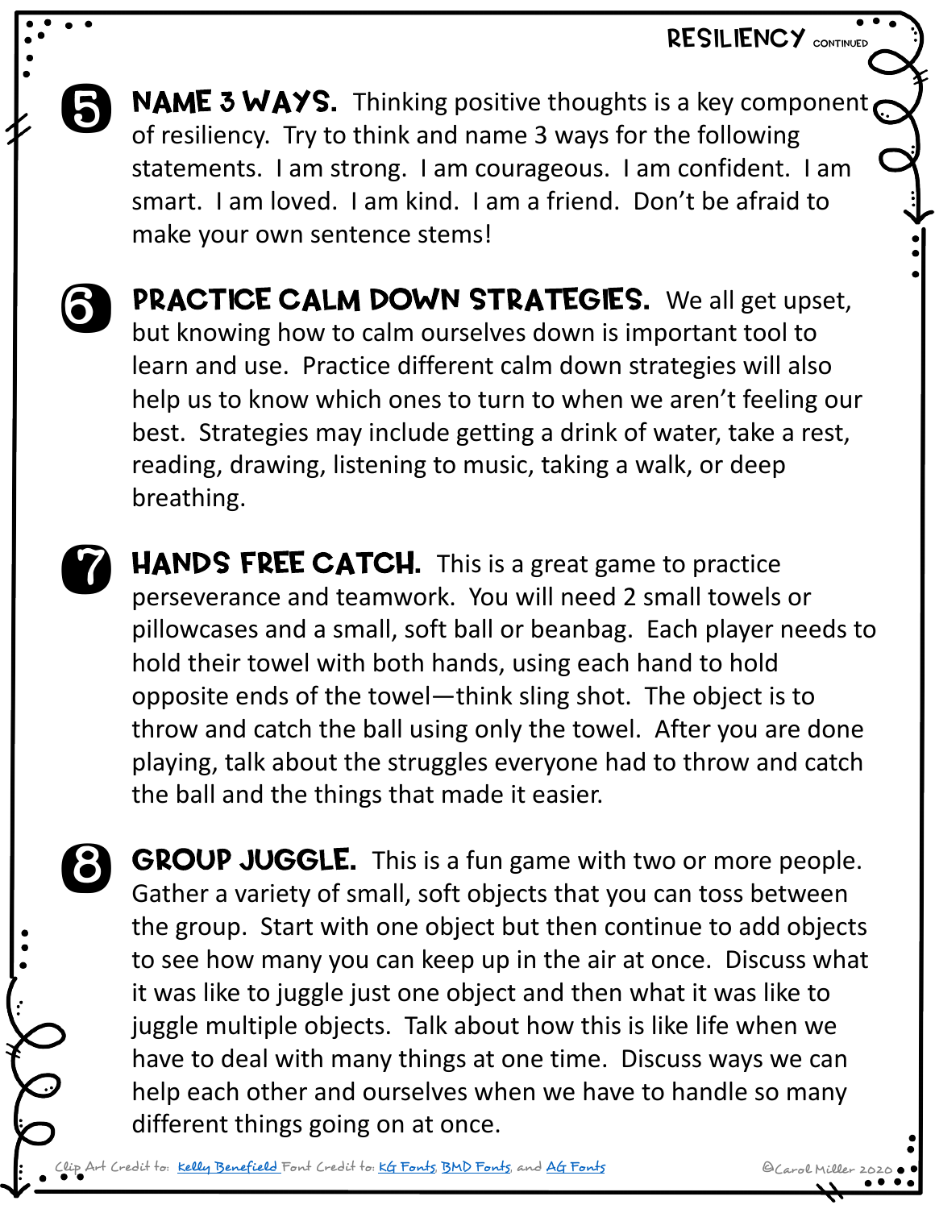## RESILIENCY CONTINUED

**5 NAME 3 WAYS.** Thinking positive thoughts is a key component of resiliency. Try to think and name 3 ways for the following statements. I am strong. I am courageous. I am confident. I am smart. I am loved. I am kind. I am a friend. Don't be afraid to make your own sentence stems!

**6 PRACTICE CALM DOWN STRATEGIES.** We all get upset, but knowing how to calm ourselves down is important tool to learn and use. Practice different calm down strategies will also help us to know which ones to turn to when we aren't feeling our best. Strategies may include getting a drink of water, take a rest, reading, drawing, listening to music, taking a walk, or deep breathing.

**7 HANDS FREE CATCH.** This is a great game to practice perseverance and teamwork. You will need 2 small towels or pillowcases and a small, soft ball or beanbag. Each player needs to hold their towel with both hands, using each hand to hold opposite ends of the towel—think sling shot. The object is to throw and catch the ball using only the towel. After you are done playing, talk about the struggles everyone had to throw and catch the ball and the things that made it easier.

**8 GROUP JUGGLE.** This is a fun game with two or more people. Gather a variety of small, soft objects that you can toss between the group. Start with one object but then continue to add objects to see how many you can keep up in the air at once. Discuss what it was like to juggle just one object and then what it was like to juggle multiple objects. Talk about how this is like life when we have to deal with many things at one time. Discuss ways we can help each other and ourselves when we have to handle so many different things going on at once.

Clip Art Credit to: Kelly Benefield Font Credit to: KG Fonts, BMD Fonts, and AG Fonts ©Carol Miller 2020